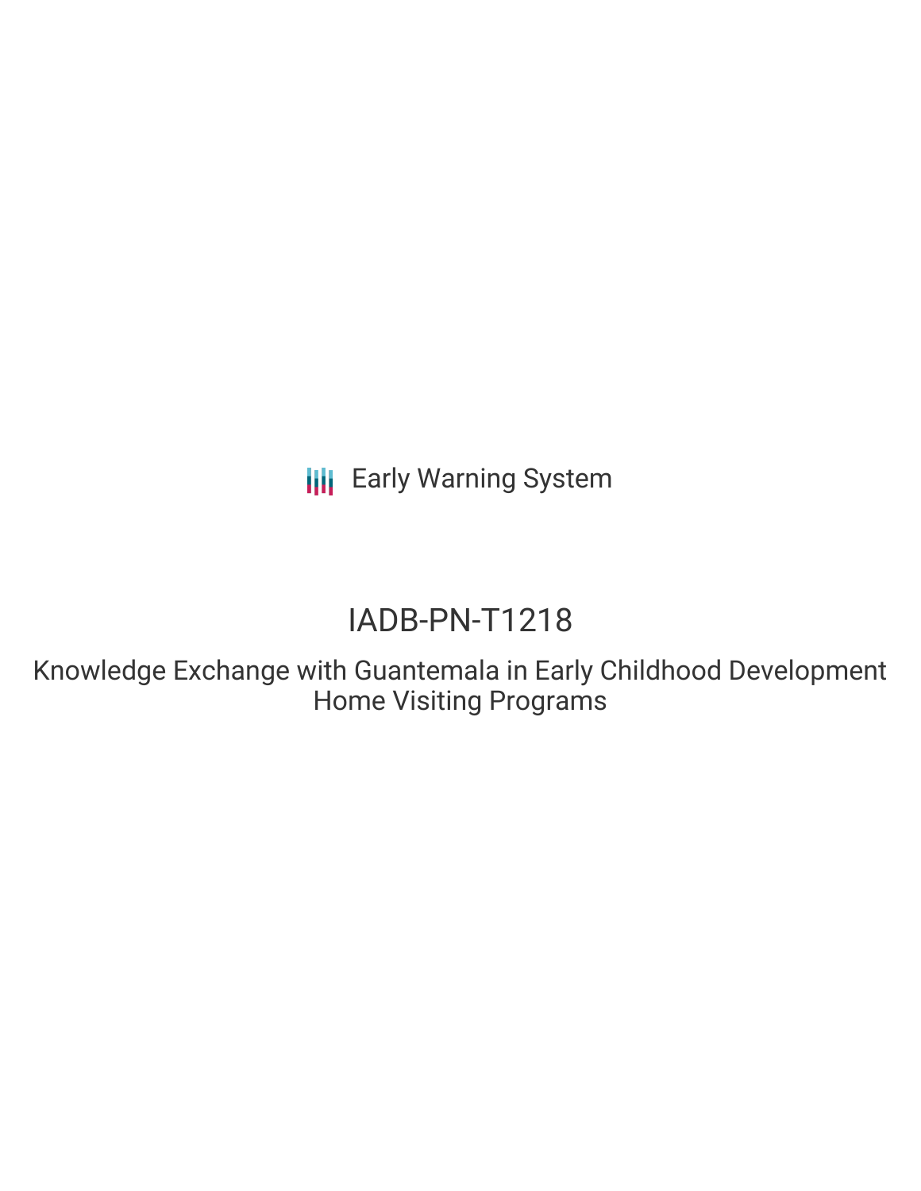Early Warning System

# IADB-PN-T1218

## Knowledge Exchange with Guantemala in Early Childhood Development Home Visiting Programs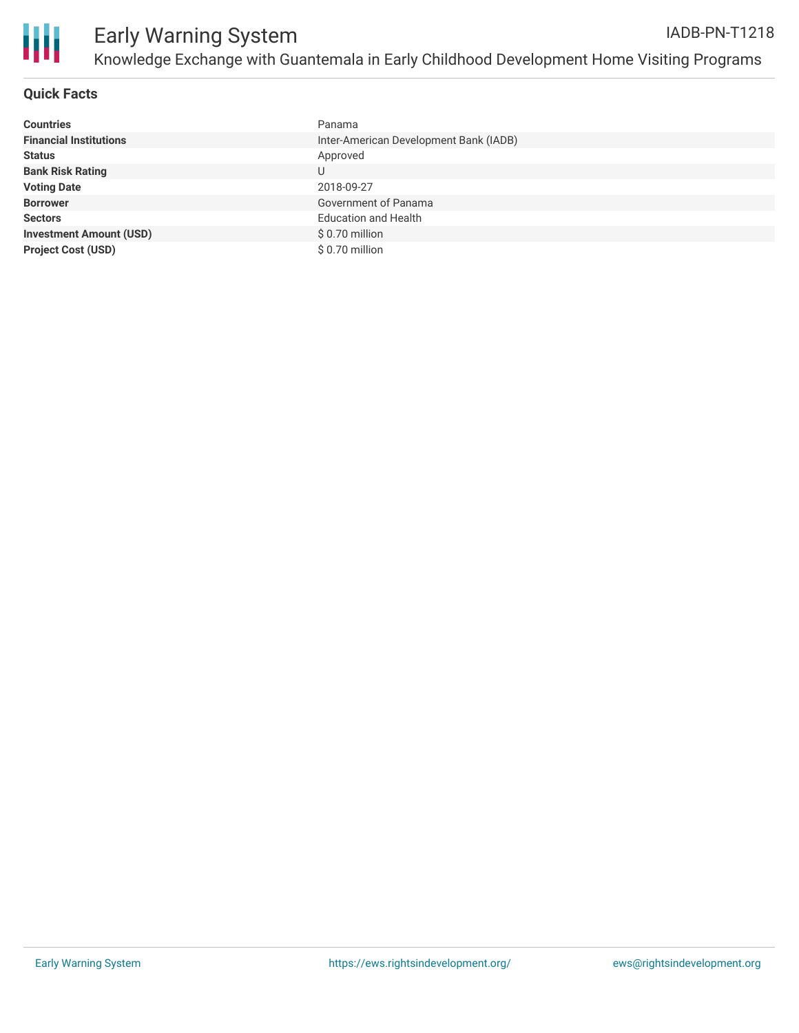# Early Warning System

## Knowledge Exchange with Guantemala in Early Childhood Development Home Visiting Programs

IADB-PN-T1218

### Quick Facts

| | |
|---|---|
| **Countries** | Panama |
| **Financial Institutions** | Inter-American Development Bank (IADB) |
| **Status** | Approved |
| **Bank Risk Rating** | U |
| **Voting Date** | 2018-09-27 |
| **Borrower** | Government of Panama |
| **Sectors** | Education and Health |
| **Investment Amount (USD)** | $ 0.70 million |
| **Project Cost (USD)** | $ 0.70 million |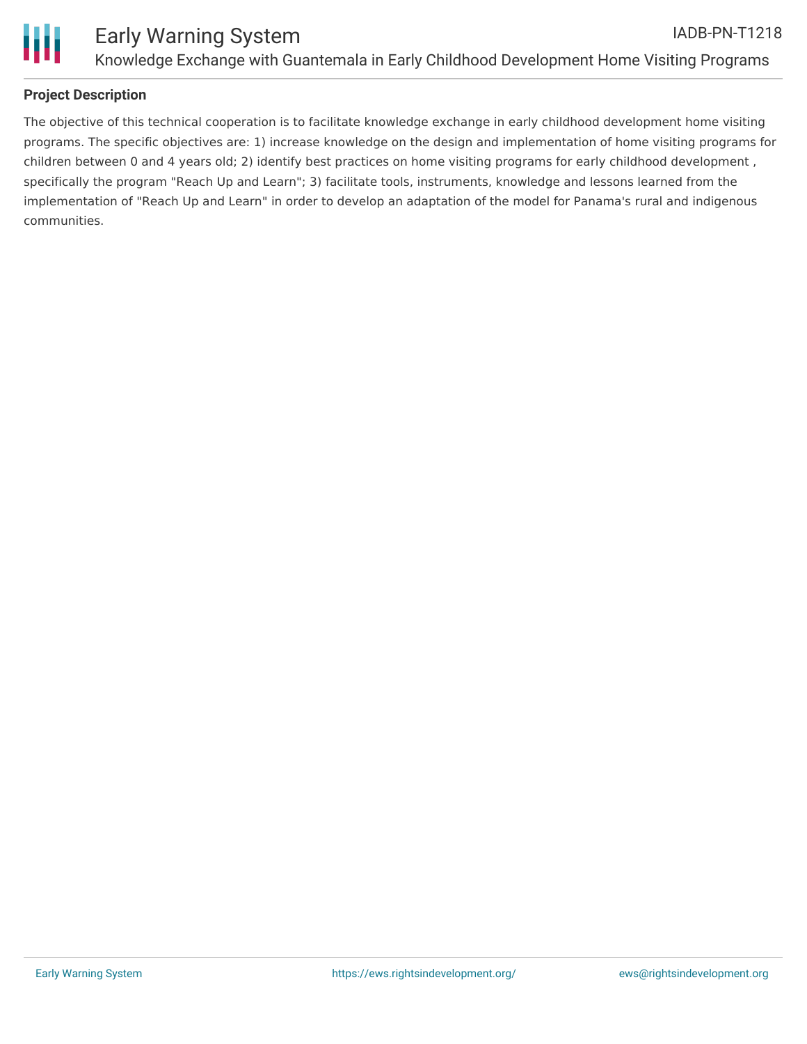**Project Description**

The objective of this technical cooperation is to facilitate knowledge exchange in early childhood development home visiting programs. The specific objectives are: 1) increase knowledge on the design and implementation of home visiting programs for children between 0 and 4 years old; 2) identify best practices on home visiting programs for early childhood development , specifically the program "Reach Up and Learn"; 3) facilitate tools, instruments, knowledge and lessons learned from the implementation of "Reach Up and Learn" in order to develop an adaptation of the model for Panama's rural and indigenous communities.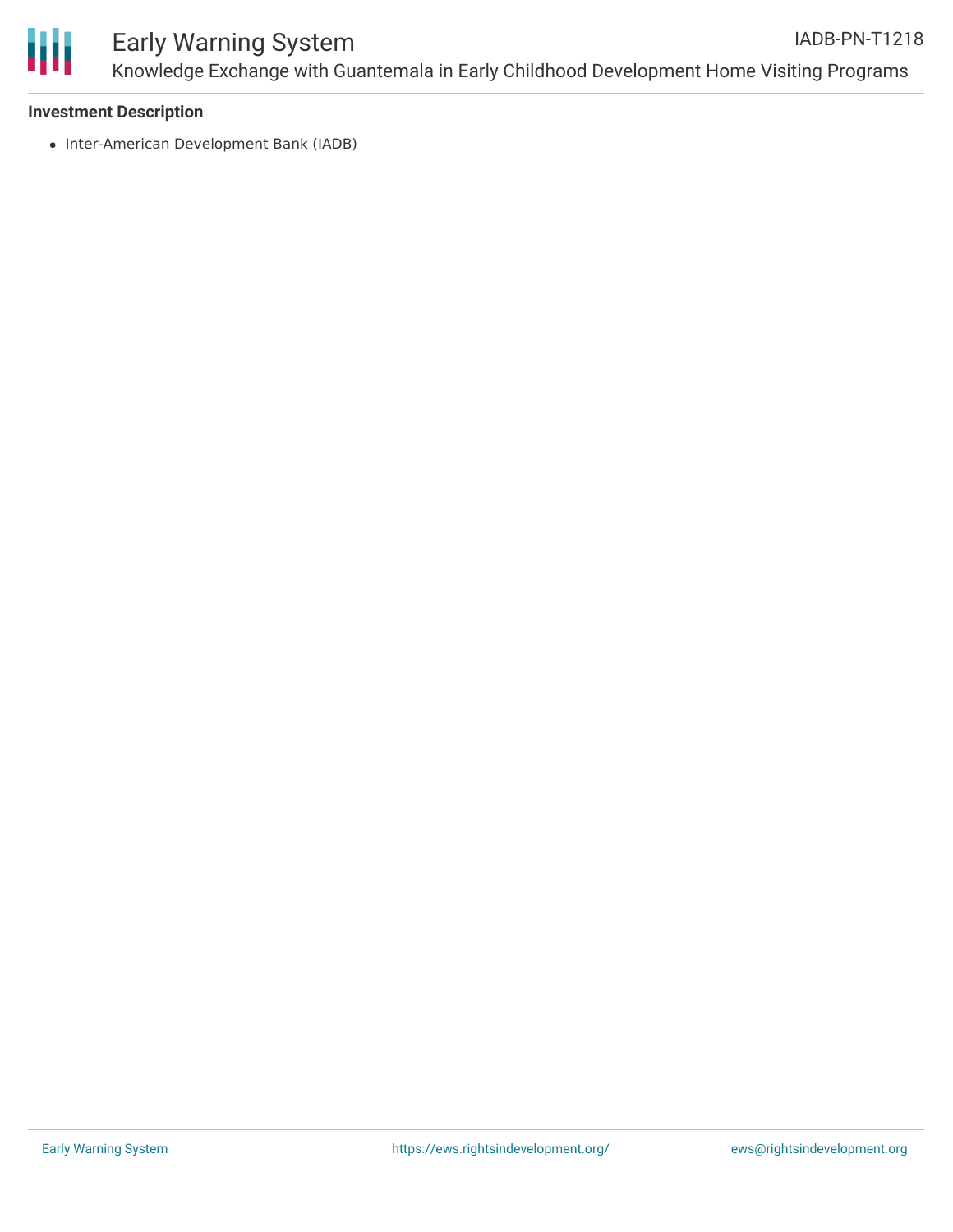**Investment Description**

- Inter-American Development Bank (IADB)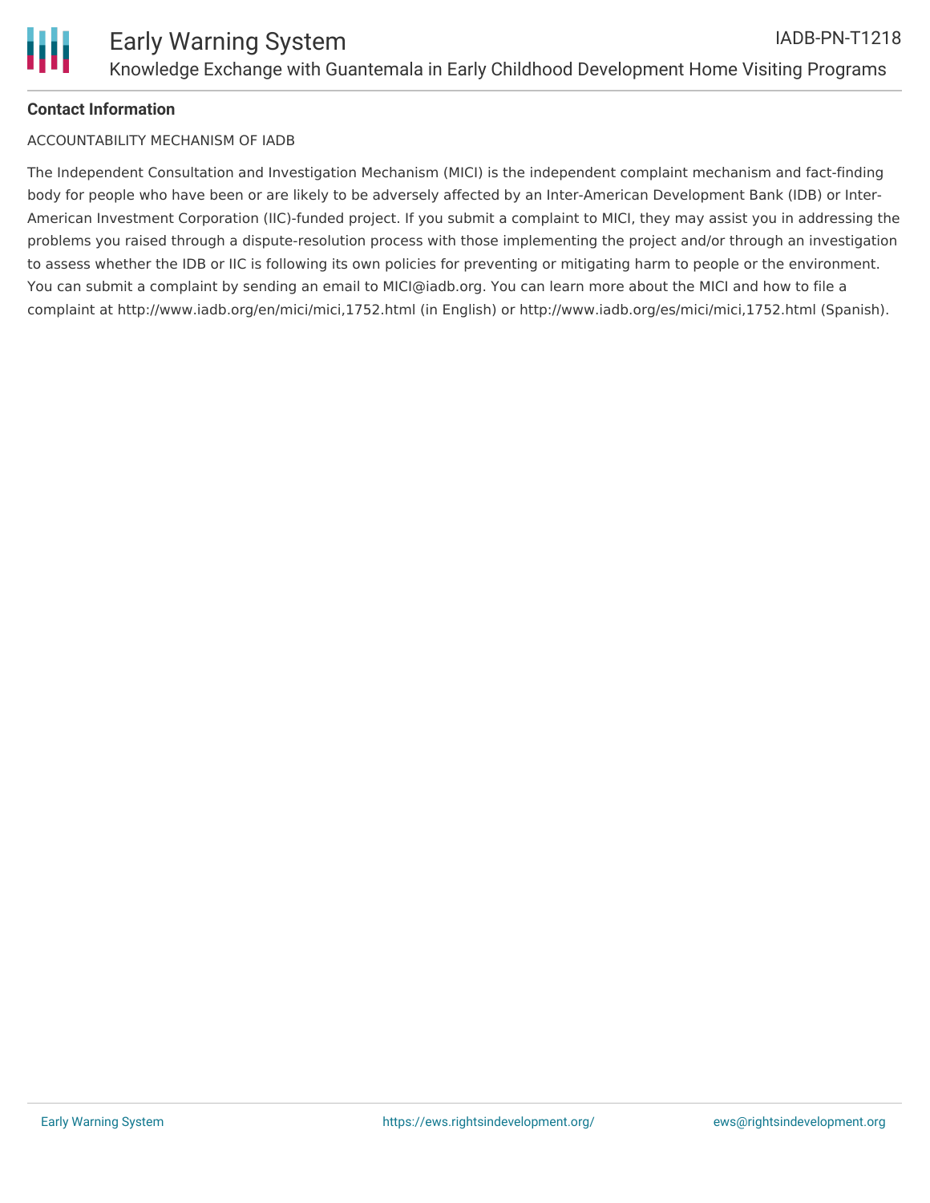**Contact Information**

ACCOUNTABILITY MECHANISM OF IADB

The Independent Consultation and Investigation Mechanism (MICI) is the independent complaint mechanism and fact-finding body for people who have been or are likely to be adversely affected by an Inter-American Development Bank (IDB) or Inter-American Investment Corporation (IIC)-funded project. If you submit a complaint to MICI, they may assist you in addressing the problems you raised through a dispute-resolution process with those implementing the project and/or through an investigation to assess whether the IDB or IIC is following its own policies for preventing or mitigating harm to people or the environment. You can submit a complaint by sending an email to MICI@iadb.org. You can learn more about the MICI and how to file a complaint at http://www.iadb.org/en/mici/mici,1752.html (in English) or http://www.iadb.org/es/mici/mici,1752.html (Spanish).